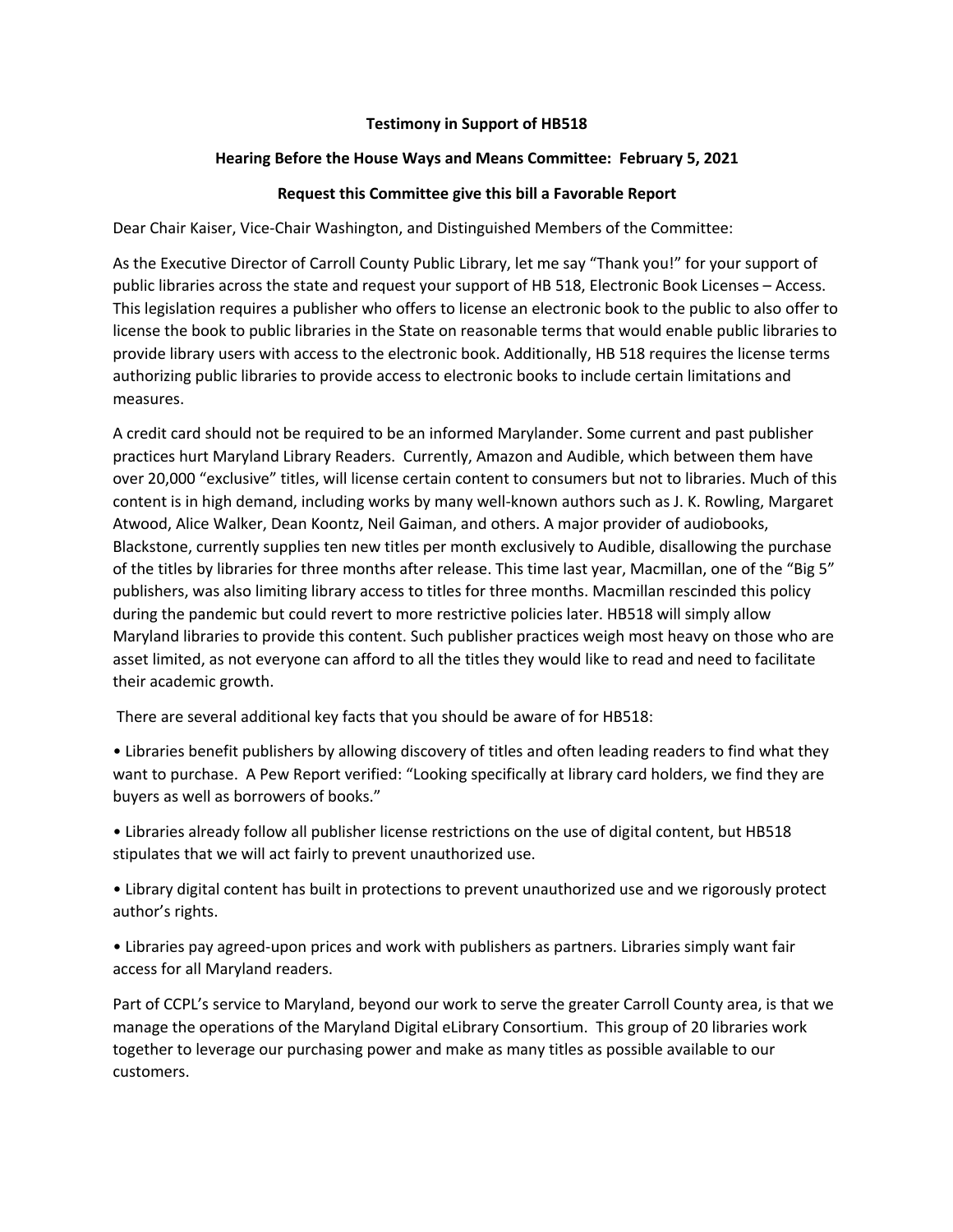**Testimony in Support of HB518**

**Hearing Before the House Ways and Means Committee: February 5, 2021**

**Request this Committee give this bill a Favorable Report**

Dear Chair Kaiser, Vice-Chair Washington, and Distinguished Members of the Committee:

As the Executive Director of Carroll County Public Library, let me say "Thank you!" for your support of public libraries across the state and request your support of HB 518, Electronic Book Licenses – Access. This legislation requires a publisher who offers to license an electronic book to the public to also offer to license the book to public libraries in the State on reasonable terms that would enable public libraries to provide library users with access to the electronic book. Additionally, HB 518 requires the license terms authorizing public libraries to provide access to electronic books to include certain limitations and measures.

A credit card should not be required to be an informed Marylander. Some current and past publisher practices hurt Maryland Library Readers. Currently, Amazon and Audible, which between them have over 20,000 "exclusive" titles, will license certain content to consumers but not to libraries. Much of this content is in high demand, including works by many well-known authors such as J. K. Rowling, Margaret Atwood, Alice Walker, Dean Koontz, Neil Gaiman, and others. A major provider of audiobooks, Blackstone, currently supplies ten new titles per month exclusively to Audible, disallowing the purchase of the titles by libraries for three months after release. This time last year, Macmillan, one of the "Big 5" publishers, was also limiting library access to titles for three months. Macmillan rescinded this policy during the pandemic but could revert to more restrictive policies later. HB518 will simply allow Maryland libraries to provide this content. Such publisher practices weigh most heavy on those who are asset limited, as not everyone can afford to all the titles they would like to read and need to facilitate their academic growth.

There are several additional key facts that you should be aware of for HB518:

- Libraries benefit publishers by allowing discovery of titles and often leading readers to find what they want to purchase. A Pew Report verified: "Looking specifically at library card holders, we find they are buyers as well as borrowers of books."
- Libraries already follow all publisher license restrictions on the use of digital content, but HB518 stipulates that we will act fairly to prevent unauthorized use.
- Library digital content has built in protections to prevent unauthorized use and we rigorously protect author's rights.
- Libraries pay agreed-upon prices and work with publishers as partners. Libraries simply want fair access for all Maryland readers.

Part of CCPL's service to Maryland, beyond our work to serve the greater Carroll County area, is that we manage the operations of the Maryland Digital eLibrary Consortium. This group of 20 libraries work together to leverage our purchasing power and make as many titles as possible available to our customers.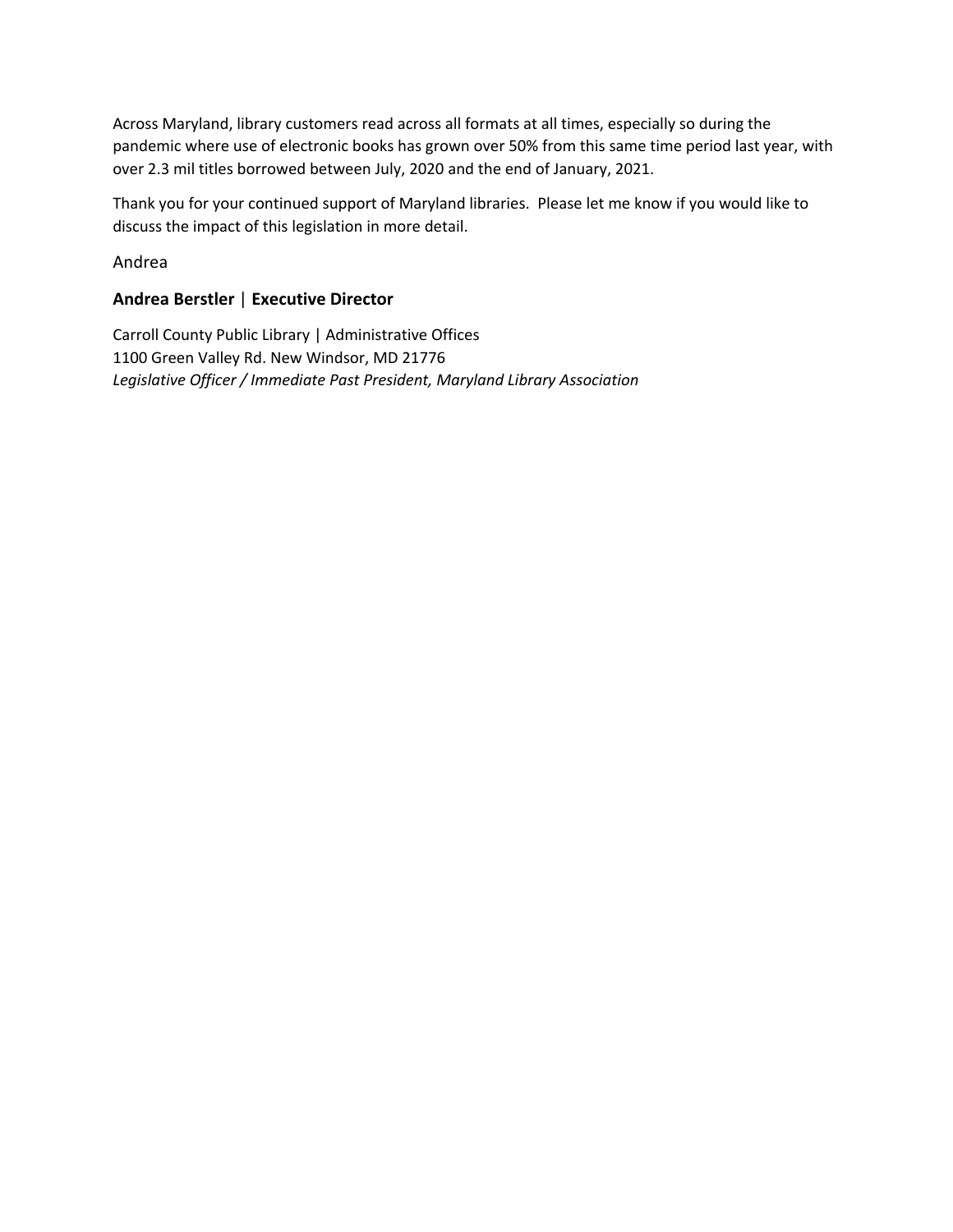Across Maryland, library customers read across all formats at all times, especially so during the pandemic where use of electronic books has grown over 50% from this same time period last year, with over 2.3 mil titles borrowed between July, 2020 and the end of January, 2021.

Thank you for your continued support of Maryland libraries. Please let me know if you would like to discuss the impact of this legislation in more detail.

Andrea

**Andrea Berstler** | **Executive Director**

Carroll County Public Library | Administrative Offices
1100 Green Valley Rd. New Windsor, MD 21776
*Legislative Officer / Immediate Past President, Maryland Library Association*